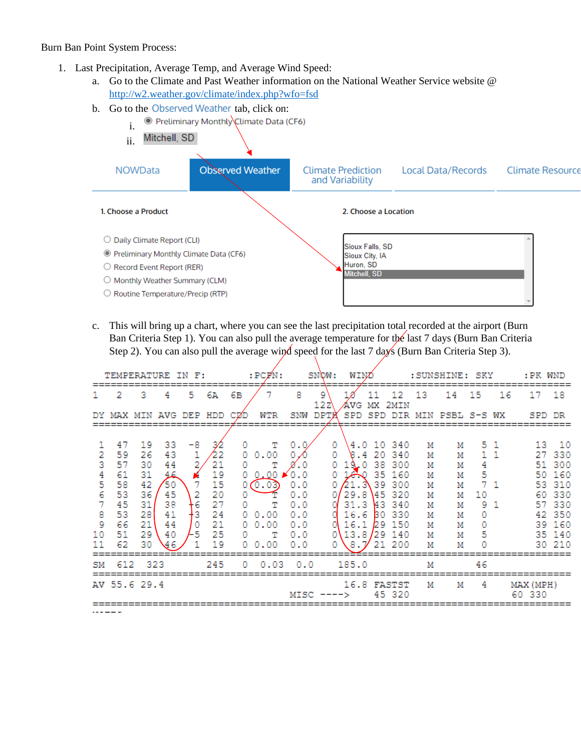Burn Ban Point System Process:

1. Last Precipitation, Average Temp, and Average Wind Speed:
   a. Go to the Climate and Past Weather information on the National Weather Service website @ http://w2.weather.gov/climate/index.php?wfo=fsd
   b. Go to the Observed Weather tab, click on:
      i. Preliminary Monthly Climate Data (CF6)
      ii. Mitchell, SD

NOWData | Observed Weather | Climate Prediction and Variability | Local Data/Records | Climate Resource

1. Choose a Product

- Daily Climate Report (CLI)
- Preliminary Monthly Climate Data (CF6)
- Record Event Report (RER)
- Monthly Weather Summary (CLM)
- Routine Temperature/Precip (RTP)

2. Choose a Location

- Sioux Falls, SD
- Sioux City, IA
- Huron, SD
- Mitchell, SD

   c. This will bring up a chart, where you can see the last precipitation total recorded at the airport (Burn Ban Criteria Step 1). You can also pull the average temperature for the last 7 days (Burn Ban Criteria Step 2). You can also pull the average wind speed for the last 7 days (Burn Ban Criteria Step 3).

```
 TEMPERATURE IN F:        :PCPN:     SNOW:  WIND        :SUNSHINE: SKY     :PK WND
================================================================================
1   2   3   4   5  6A  6B    7    8    9   10  11  12  13   14  15   16   17  18
                                      12Z  AVG MX 2MIN
DY MAX MIN AVG DEP HDD CDD  WTR  SNW DPTH SPD SPD DIR MIN PSBL S-S WX    SPD DR
================================================================================

 1  47  19  33  -8  32   0    T  0.0    0  4.0 10 340   M    M   5 1     13  10
 2  59  26  43   1  22   0 0.00  0.0    0  8.4 20 340   M    M   1 1     27 330
 3  57  30  44   2  21   0    T  0.0    0 19.0 38 300   M    M   4       51 300
 4  61  31  46   4  19   0 0.00  0.0    0 16.0 35 160   M    M   5       50 160
 5  58  42  50   7  15   0 0.03  0.0    0 21.3 39 300   M    M   7 1     53 310
 6  53  36  45   2  20   0    T  0.0    0 29.8 45 320   M    M  10       60 330
 7  45  31  38  -6  27   0    T  0.0    0 31.3 43 340   M    M   9 1     57 330
 8  53  28  41  -3  24   0 0.00  0.0    0 16.6 30 330   M    M   0       42 350
 9  66  21  44   0  21   0 0.00  0.0    0 16.1 29 150   M    M   0       39 160
10  51  29  40  -5  25   0    T  0.0    0 13.8 29 140   M    M   5       35 140
11  62  30  46   1  19   0 0.00  0.0    0  8.7 21 200   M    M   0       30 210
================================================================================
SM 612 323         245   0  0.03  0.0     185.0         M        46
================================================================================
AV 55.6 29.4                             16.8 FASTST   M    M   4    MAX(MPH)
                                 MISC ---->  45 320                  60 330
================================================================================
```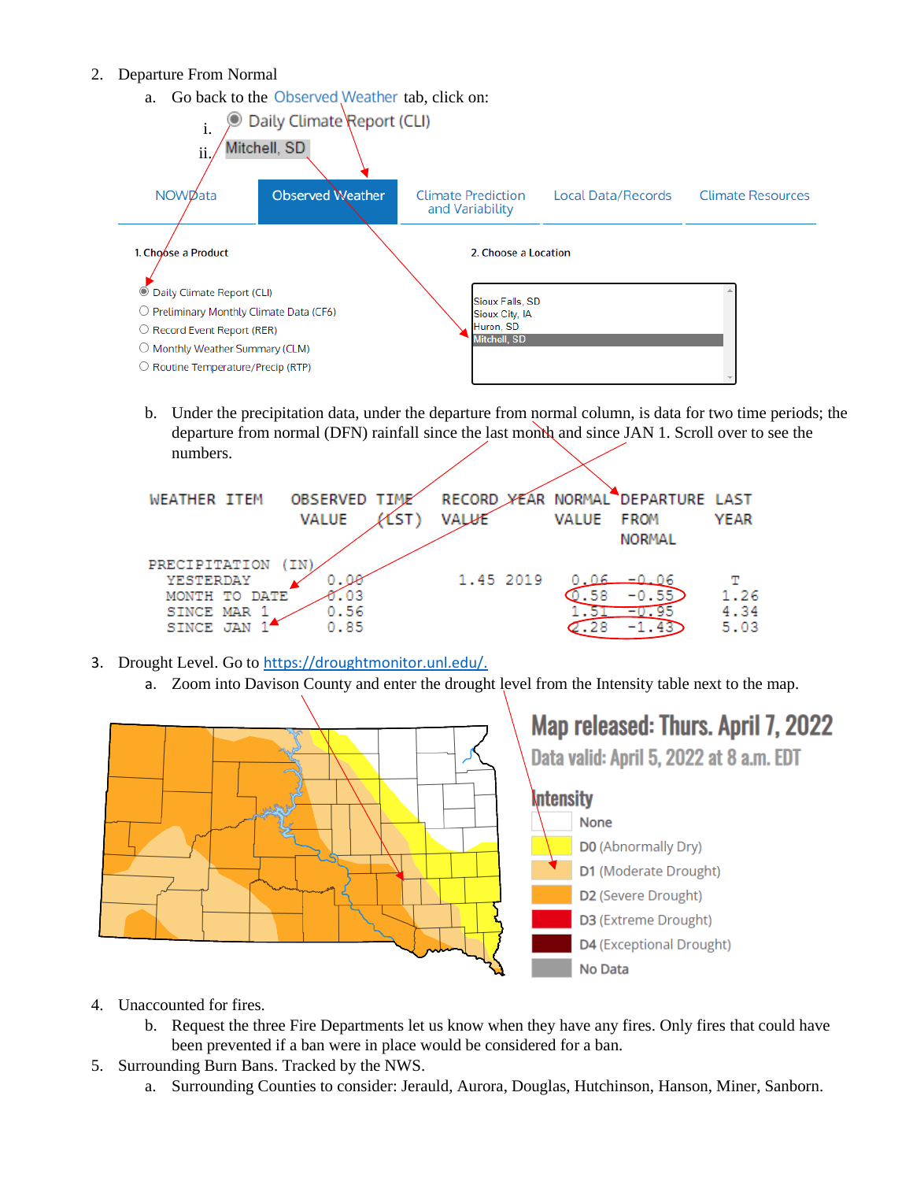2. Departure From Normal
    a. Go back to the Observed Weather tab, click on:
        i. Daily Climate Report (CLI)
        ii. Mitchell, SD

NOWData | Observed Weather | Climate Prediction and Variability | Local Data/Records | Climate Resources

1. Choose a Product

- Daily Climate Report (CLI)
- Preliminary Monthly Climate Data (CF6)
- Record Event Report (RER)
- Monthly Weather Summary (CLM)
- Routine Temperature/Precip (RTP)

2. Choose a Location

- Sioux Falls, SD
- Sioux City, IA
- Huron, SD
- Mitchell, SD

    b. Under the precipitation data, under the departure from normal column, is data for two time periods; the departure from normal (DFN) rainfall since the last month and since JAN 1. Scroll over to see the numbers.

```
WEATHER ITEM   OBSERVED TIME   RECORD YEAR NORMAL DEPARTURE LAST
                VALUE   (LST)  VALUE       VALUE  FROM      YEAR
                                                  NORMAL

PRECIPITATION (IN)
  YESTERDAY        0.00          1.45 2019   0.06  -0.06      T
  MONTH TO DATE    0.03                      0.58  -0.55   1.26
  SINCE MAR 1      0.56                      1.51  -0.95   4.34
  SINCE JAN 1      0.85                      2.28  -1.43   5.03
```

3. Drought Level. Go to https://droughtmonitor.unl.edu/.
    a. Zoom into Davison County and enter the drought level from the Intensity table next to the map.

**Map released: Thurs. April 7, 2022**

**Data valid: April 5, 2022 at 8 a.m. EDT**

**Intensity**

- None
- D0 (Abnormally Dry)
- D1 (Moderate Drought)
- D2 (Severe Drought)
- D3 (Extreme Drought)
- D4 (Exceptional Drought)
- No Data

4. Unaccounted for fires.
    b. Request the three Fire Departments let us know when they have any fires. Only fires that could have been prevented if a ban were in place would be considered for a ban.
5. Surrounding Burn Bans. Tracked by the NWS.
    a. Surrounding Counties to consider: Jerauld, Aurora, Douglas, Hutchinson, Hanson, Miner, Sanborn.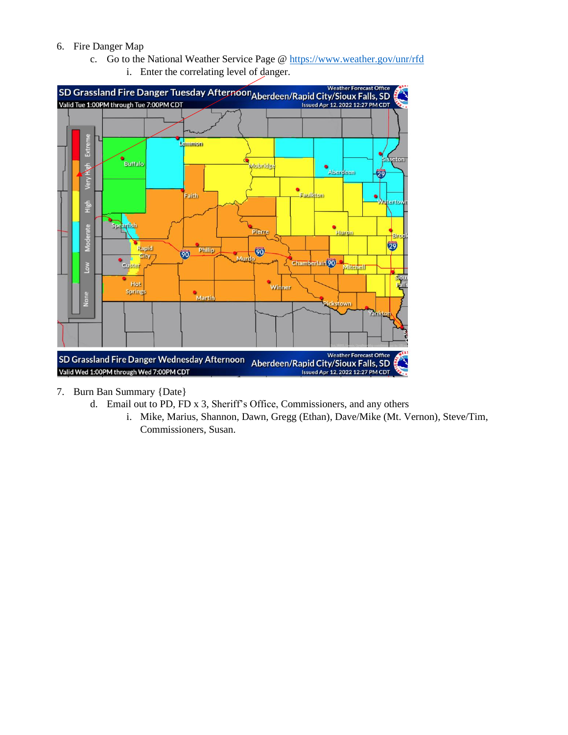6. Fire Danger Map
    c. Go to the National Weather Service Page @ https://www.weather.gov/unr/rfd
        i. Enter the correlating level of danger.

SD Grassland Fire Danger Tuesday Afternoon
Valid Tue 1:00PM through Tue 7:00PM CDT
Weather Forecast Office
Aberdeen/Rapid City/Sioux Falls, SD
Issued Apr 12, 2022 12:27 PM CDT

Extreme
Very High
High
Moderate
Low
None

Lemmon
Buffalo
Mobridge
Sisseton
Aberdeen
29
Faith
Faulkton
Watertown
Spearfish
Pierre
Huron
Brookings
Rapid City
Philip
90
90
Murdo
29
Custer
Chamberlain
90
Mitchell
Sioux Falls
Hot Springs
Winner
Martin
Pickstown
Yankton

SD Grassland Fire Danger Wednesday Afternoon
Valid Wed 1:00PM through Wed 7:00PM CDT
Weather Forecast Office
Aberdeen/Rapid City/Sioux Falls, SD
Issued Apr 12, 2022 12:27 PM CDT

7. Burn Ban Summary {Date}
    d. Email out to PD, FD x 3, Sheriff's Office, Commissioners, and any others
        i. Mike, Marius, Shannon, Dawn, Gregg (Ethan), Dave/Mike (Mt. Vernon), Steve/Tim, Commissioners, Susan.